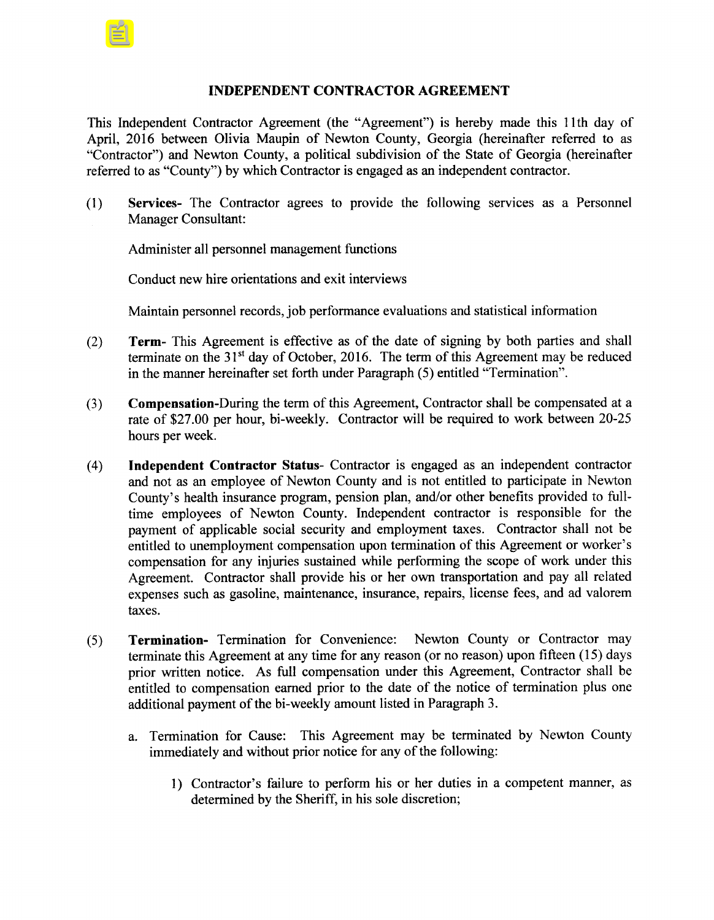# INDEPENDENT CONTRACTOR AGREEMENT

This Independent Contractor Agreement (the "Agreement") is hereby made this 11th day of April, 2016 between Olivia Maupin of Newton County, Georgia (hereinafter referred to as "Contractor") and Newton County, a political subdivision of the State of Georgia (hereinafter referred to as "County") by which Contractor is engaged as an independent contractor.

(1) **Services-** The Contractor agrees to provide the following services as a Personnel Manager Consultant:

Administer all personnel management functions

Conduct new hire orientations and exit interviews

Maintain personnel records, job performance evaluations and statistical information

(2) **Term-** This Agreement is effective as of the date of signing by both parties and shall terminate on the 31st day of October, 2016. The term of this Agreement may be reduced in the manner hereinafter set forth under Paragraph (5) entitled "Termination".

(3) **Compensation-**During the term of this Agreement, Contractor shall be compensated at a rate of $27.00 per hour, bi-weekly. Contractor will be required to work between 20-25 hours per week.

(4) **Independent Contractor Status-** Contractor is engaged as an independent contractor and not as an employee of Newton County and is not entitled to participate in Newton County's health insurance program, pension plan, and/or other benefits provided to full-time employees of Newton County. Independent contractor is responsible for the payment of applicable social security and employment taxes. Contractor shall not be entitled to unemployment compensation upon termination of this Agreement or worker's compensation for any injuries sustained while performing the scope of work under this Agreement. Contractor shall provide his or her own transportation and pay all related expenses such as gasoline, maintenance, insurance, repairs, license fees, and ad valorem taxes.

(5) **Termination-** Termination for Convenience: Newton County or Contractor may terminate this Agreement at any time for any reason (or no reason) upon fifteen (15) days prior written notice. As full compensation under this Agreement, Contractor shall be entitled to compensation earned prior to the date of the notice of termination plus one additional payment of the bi-weekly amount listed in Paragraph 3.

a. Termination for Cause: This Agreement may be terminated by Newton County immediately and without prior notice for any of the following:

   1) Contractor's failure to perform his or her duties in a competent manner, as determined by the Sheriff, in his sole discretion;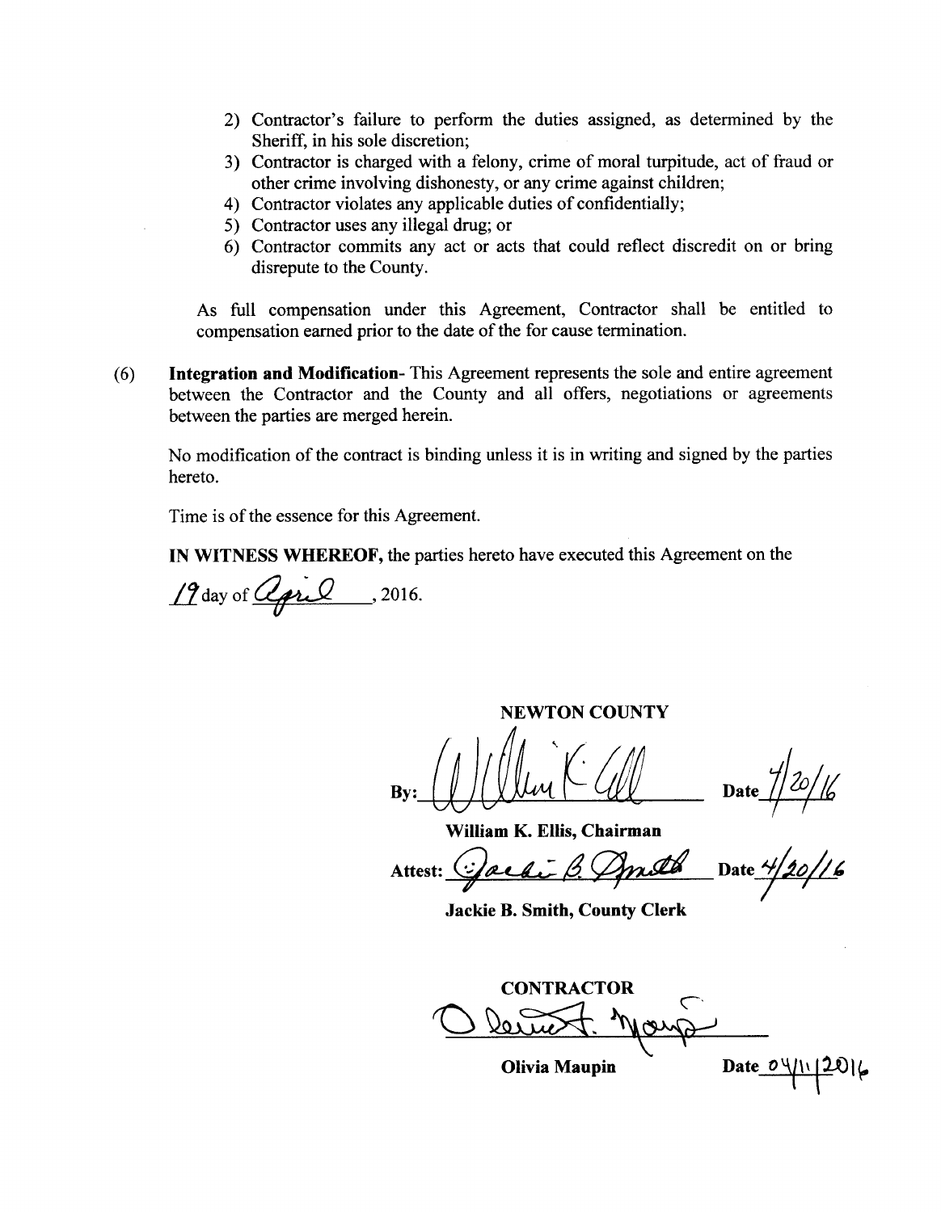2) Contractor's failure to perform the duties assigned, as determined by the Sheriff, in his sole discretion;
3) Contractor is charged with a felony, crime of moral turpitude, act of fraud or other crime involving dishonesty, or any crime against children;
4) Contractor violates any applicable duties of confidentially;
5) Contractor uses any illegal drug; or
6) Contractor commits any act or acts that could reflect discredit on or bring disrepute to the County.

As full compensation under this Agreement, Contractor shall be entitled to compensation earned prior to the date of the for cause termination.

(6) **Integration and Modification**- This Agreement represents the sole and entire agreement between the Contractor and the County and all offers, negotiations or agreements between the parties are merged herein.

No modification of the contract is binding unless it is in writing and signed by the parties hereto.

Time is of the essence for this Agreement.

**IN WITNESS WHEREOF,** the parties hereto have executed this Agreement on the

19 day of April, 2016.

**NEWTON COUNTY**

By: ____________________ Date 4/20/16

**William K. Ellis, Chairman**

Attest: ____________________ Date 4/20/16

**Jackie B. Smith, County Clerk**

**CONTRACTOR**

____________________

**Olivia Maupin** Date 04/11/2016